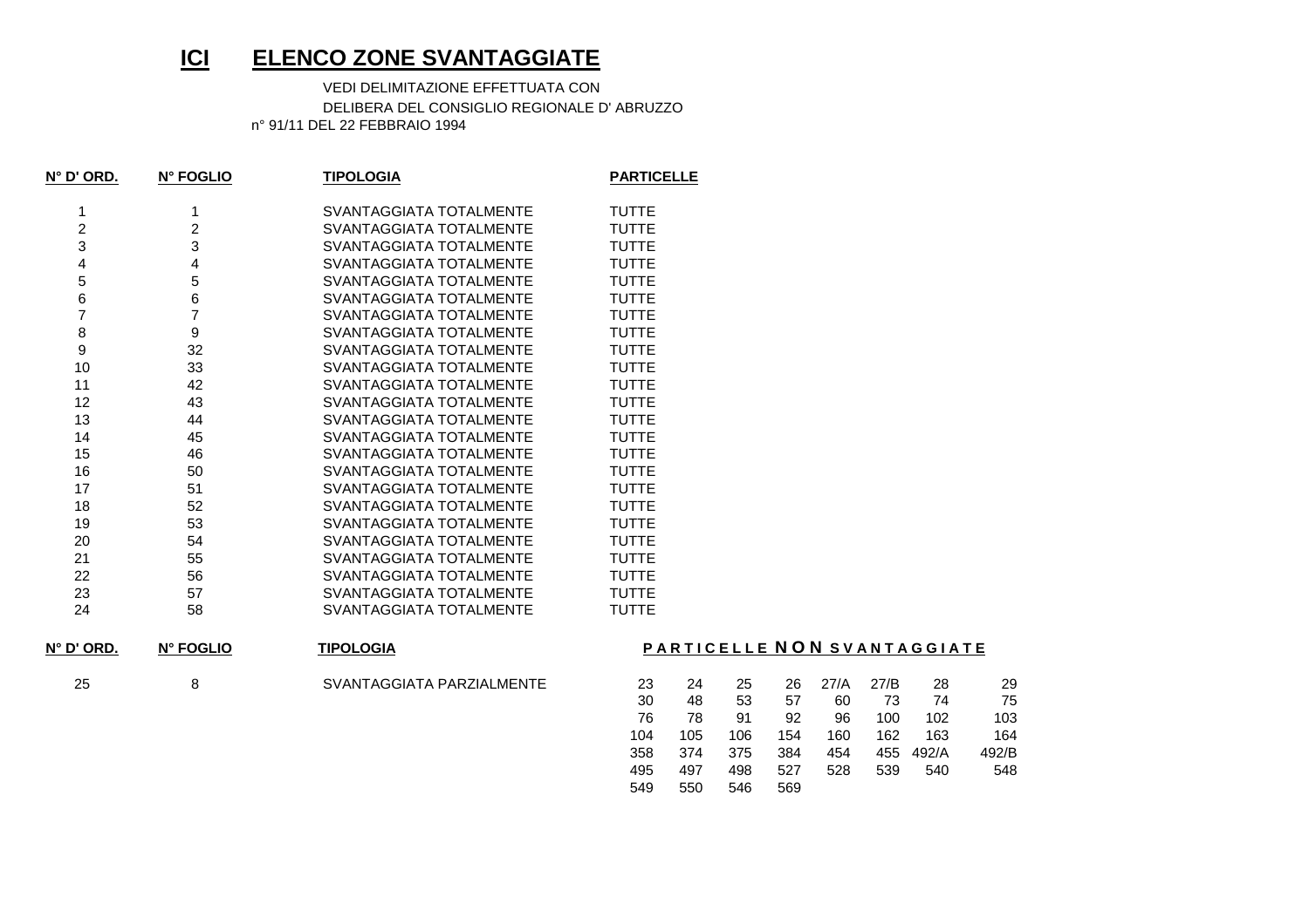# ICI ELENCO ZONE SVANTAGGIATE

VEDI DELIMITAZIONE EFFETTUATA CON
DELIBERA DEL CONSIGLIO REGIONALE D' ABRUZZO
n° 91/11 DEL 22 FEBBRAIO 1994

| N° D' ORD. | N° FOGLIO | TIPOLOGIA | PARTICELLE |
|---|---|---|---|
| 1 | 1 | SVANTAGGIATA TOTALMENTE | TUTTE |
| 2 | 2 | SVANTAGGIATA TOTALMENTE | TUTTE |
| 3 | 3 | SVANTAGGIATA TOTALMENTE | TUTTE |
| 4 | 4 | SVANTAGGIATA TOTALMENTE | TUTTE |
| 5 | 5 | SVANTAGGIATA TOTALMENTE | TUTTE |
| 6 | 6 | SVANTAGGIATA TOTALMENTE | TUTTE |
| 7 | 7 | SVANTAGGIATA TOTALMENTE | TUTTE |
| 8 | 9 | SVANTAGGIATA TOTALMENTE | TUTTE |
| 9 | 32 | SVANTAGGIATA TOTALMENTE | TUTTE |
| 10 | 33 | SVANTAGGIATA TOTALMENTE | TUTTE |
| 11 | 42 | SVANTAGGIATA TOTALMENTE | TUTTE |
| 12 | 43 | SVANTAGGIATA TOTALMENTE | TUTTE |
| 13 | 44 | SVANTAGGIATA TOTALMENTE | TUTTE |
| 14 | 45 | SVANTAGGIATA TOTALMENTE | TUTTE |
| 15 | 46 | SVANTAGGIATA TOTALMENTE | TUTTE |
| 16 | 50 | SVANTAGGIATA TOTALMENTE | TUTTE |
| 17 | 51 | SVANTAGGIATA TOTALMENTE | TUTTE |
| 18 | 52 | SVANTAGGIATA TOTALMENTE | TUTTE |
| 19 | 53 | SVANTAGGIATA TOTALMENTE | TUTTE |
| 20 | 54 | SVANTAGGIATA TOTALMENTE | TUTTE |
| 21 | 55 | SVANTAGGIATA TOTALMENTE | TUTTE |
| 22 | 56 | SVANTAGGIATA TOTALMENTE | TUTTE |
| 23 | 57 | SVANTAGGIATA TOTALMENTE | TUTTE |
| 24 | 58 | SVANTAGGIATA TOTALMENTE | TUTTE |

| N° D' ORD. | N° FOGLIO | TIPOLOGIA | PARTICELLE NON SVANTAGGIATE | | | | | | | |
|---|---|---|---|---|---|---|---|---|---|---|
| 25 | 8 | SVANTAGGIATA PARZIALMENTE | 23 | 24 | 25 | 26 | 27/A | 27/B | 28 | 29 |
| | | | 30 | 48 | 53 | 57 | 60 | 73 | 74 | 75 |
| | | | 76 | 78 | 91 | 92 | 96 | 100 | 102 | 103 |
| | | | 104 | 105 | 106 | 154 | 160 | 162 | 163 | 164 |
| | | | 358 | 374 | 375 | 384 | 454 | 455 | 492/A | 492/B |
| | | | 495 | 497 | 498 | 527 | 528 | 539 | 540 | 548 |
| | | | 549 | 550 | 546 | 569 | | | | |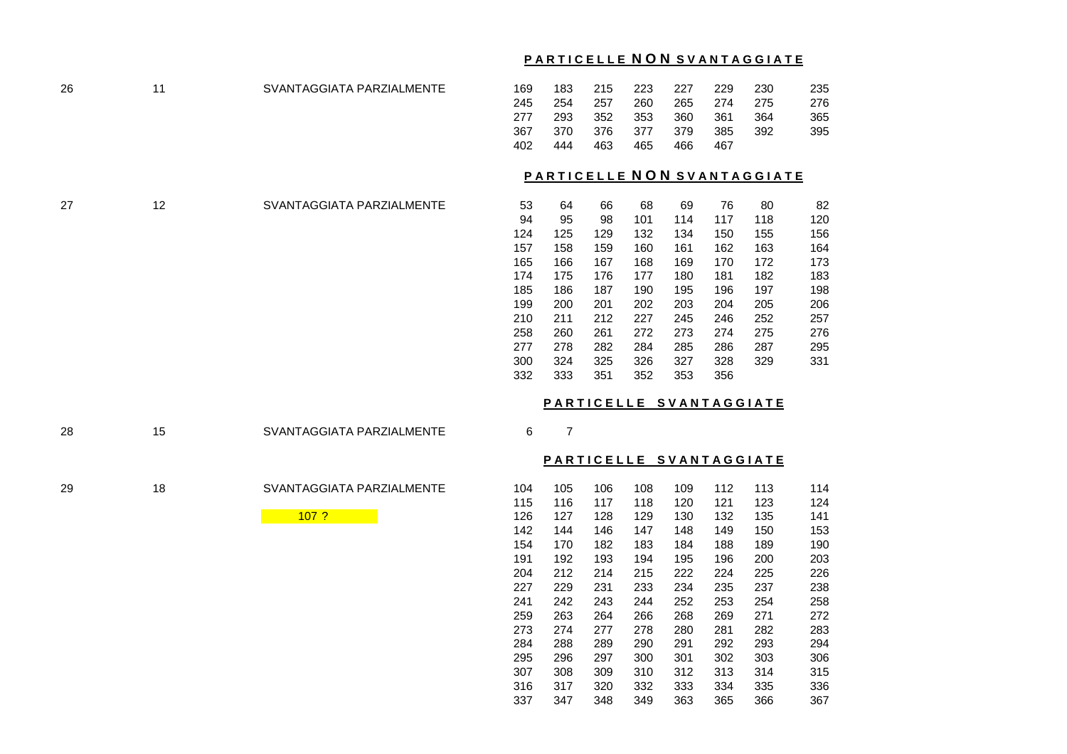**PARTICELLE NON SVANTAGGIATE**

| | | | | | | | | | | | |
|---|---|---|---|---|---|---|---|---|---|---|---|
| 26 | 11 | SVANTAGGIATA PARZIALMENTE | 169 | 183 | 215 | 223 | 227 | 229 | 230 | 235 |
| | | | 245 | 254 | 257 | 260 | 265 | 274 | 275 | 276 |
| | | | 277 | 293 | 352 | 353 | 360 | 361 | 364 | 365 |
| | | | 367 | 370 | 376 | 377 | 379 | 385 | 392 | 395 |
| | | | 402 | 444 | 463 | 465 | 466 | 467 | | |

**PARTICELLE NON SVANTAGGIATE**

| | | | | | | | | | | |
|---|---|---|---|---|---|---|---|---|---|---|
| 27 | 12 | SVANTAGGIATA PARZIALMENTE | 53 | 64 | 66 | 68 | 69 | 76 | 80 | 82 |
| | | | 94 | 95 | 98 | 101 | 114 | 117 | 118 | 120 |
| | | | 124 | 125 | 129 | 132 | 134 | 150 | 155 | 156 |
| | | | 157 | 158 | 159 | 160 | 161 | 162 | 163 | 164 |
| | | | 165 | 166 | 167 | 168 | 169 | 170 | 172 | 173 |
| | | | 174 | 175 | 176 | 177 | 180 | 181 | 182 | 183 |
| | | | 185 | 186 | 187 | 190 | 195 | 196 | 197 | 198 |
| | | | 199 | 200 | 201 | 202 | 203 | 204 | 205 | 206 |
| | | | 210 | 211 | 212 | 227 | 245 | 246 | 252 | 257 |
| | | | 258 | 260 | 261 | 272 | 273 | 274 | 275 | 276 |
| | | | 277 | 278 | 282 | 284 | 285 | 286 | 287 | 295 |
| | | | 300 | 324 | 325 | 326 | 327 | 328 | 329 | 331 |
| | | | 332 | 333 | 351 | 352 | 353 | 356 | | |

**PARTICELLE SVANTAGGIATE**

| | | | | |
|---|---|---|---|---|
| 28 | 15 | SVANTAGGIATA PARZIALMENTE | 6 | 7 |

**PARTICELLE SVANTAGGIATE**

| | | | | | | | | | | |
|---|---|---|---|---|---|---|---|---|---|---|
| 29 | 18 | SVANTAGGIATA PARZIALMENTE | 104 | 105 | 106 | 108 | 109 | 112 | 113 | 114 |
| | | | 115 | 116 | 117 | 118 | 120 | 121 | 123 | 124 |
| | | 107 ? | 126 | 127 | 128 | 129 | 130 | 132 | 135 | 141 |
| | | | 142 | 144 | 146 | 147 | 148 | 149 | 150 | 153 |
| | | | 154 | 170 | 182 | 183 | 184 | 188 | 189 | 190 |
| | | | 191 | 192 | 193 | 194 | 195 | 196 | 200 | 203 |
| | | | 204 | 212 | 214 | 215 | 222 | 224 | 225 | 226 |
| | | | 227 | 229 | 231 | 233 | 234 | 235 | 237 | 238 |
| | | | 241 | 242 | 243 | 244 | 252 | 253 | 254 | 258 |
| | | | 259 | 263 | 264 | 266 | 268 | 269 | 271 | 272 |
| | | | 273 | 274 | 277 | 278 | 280 | 281 | 282 | 283 |
| | | | 284 | 288 | 289 | 290 | 291 | 292 | 293 | 294 |
| | | | 295 | 296 | 297 | 300 | 301 | 302 | 303 | 306 |
| | | | 307 | 308 | 309 | 310 | 312 | 313 | 314 | 315 |
| | | | 316 | 317 | 320 | 332 | 333 | 334 | 335 | 336 |
| | | | 337 | 347 | 348 | 349 | 363 | 365 | 366 | 367 |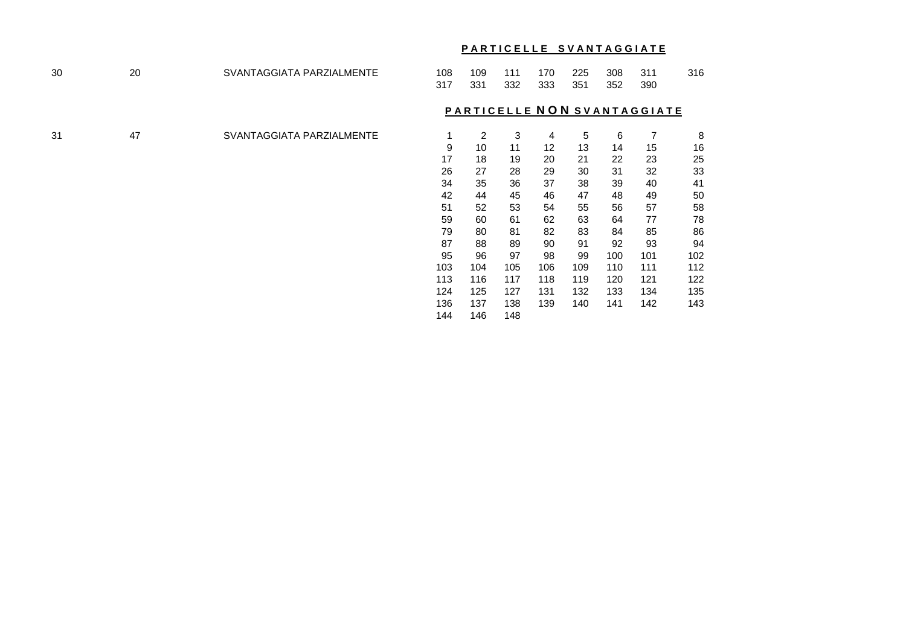## PARTICELLE SVANTAGGIATE

| | | | | | | | | | | |
|---|---|---|---|---|---|---|---|---|---|---|
| 30 | 20 | SVANTAGGIATA PARZIALMENTE | 108 | 109 | 111 | 170 | 225 | 308 | 311 | 316 |
| | | | 317 | 331 | 332 | 333 | 351 | 352 | 390 | |

## PARTICELLE NON SVANTAGGIATE

| | | | | | | | | | | |
|---|---|---|---|---|---|---|---|---|---|---|
| 31 | 47 | SVANTAGGIATA PARZIALMENTE | 1 | 2 | 3 | 4 | 5 | 6 | 7 | 8 |
| | | | 9 | 10 | 11 | 12 | 13 | 14 | 15 | 16 |
| | | | 17 | 18 | 19 | 20 | 21 | 22 | 23 | 25 |
| | | | 26 | 27 | 28 | 29 | 30 | 31 | 32 | 33 |
| | | | 34 | 35 | 36 | 37 | 38 | 39 | 40 | 41 |
| | | | 42 | 44 | 45 | 46 | 47 | 48 | 49 | 50 |
| | | | 51 | 52 | 53 | 54 | 55 | 56 | 57 | 58 |
| | | | 59 | 60 | 61 | 62 | 63 | 64 | 77 | 78 |
| | | | 79 | 80 | 81 | 82 | 83 | 84 | 85 | 86 |
| | | | 87 | 88 | 89 | 90 | 91 | 92 | 93 | 94 |
| | | | 95 | 96 | 97 | 98 | 99 | 100 | 101 | 102 |
| | | | 103 | 104 | 105 | 106 | 109 | 110 | 111 | 112 |
| | | | 113 | 116 | 117 | 118 | 119 | 120 | 121 | 122 |
| | | | 124 | 125 | 127 | 131 | 132 | 133 | 134 | 135 |
| | | | 136 | 137 | 138 | 139 | 140 | 141 | 142 | 143 |
| | | | 144 | 146 | 148 | | | | | |